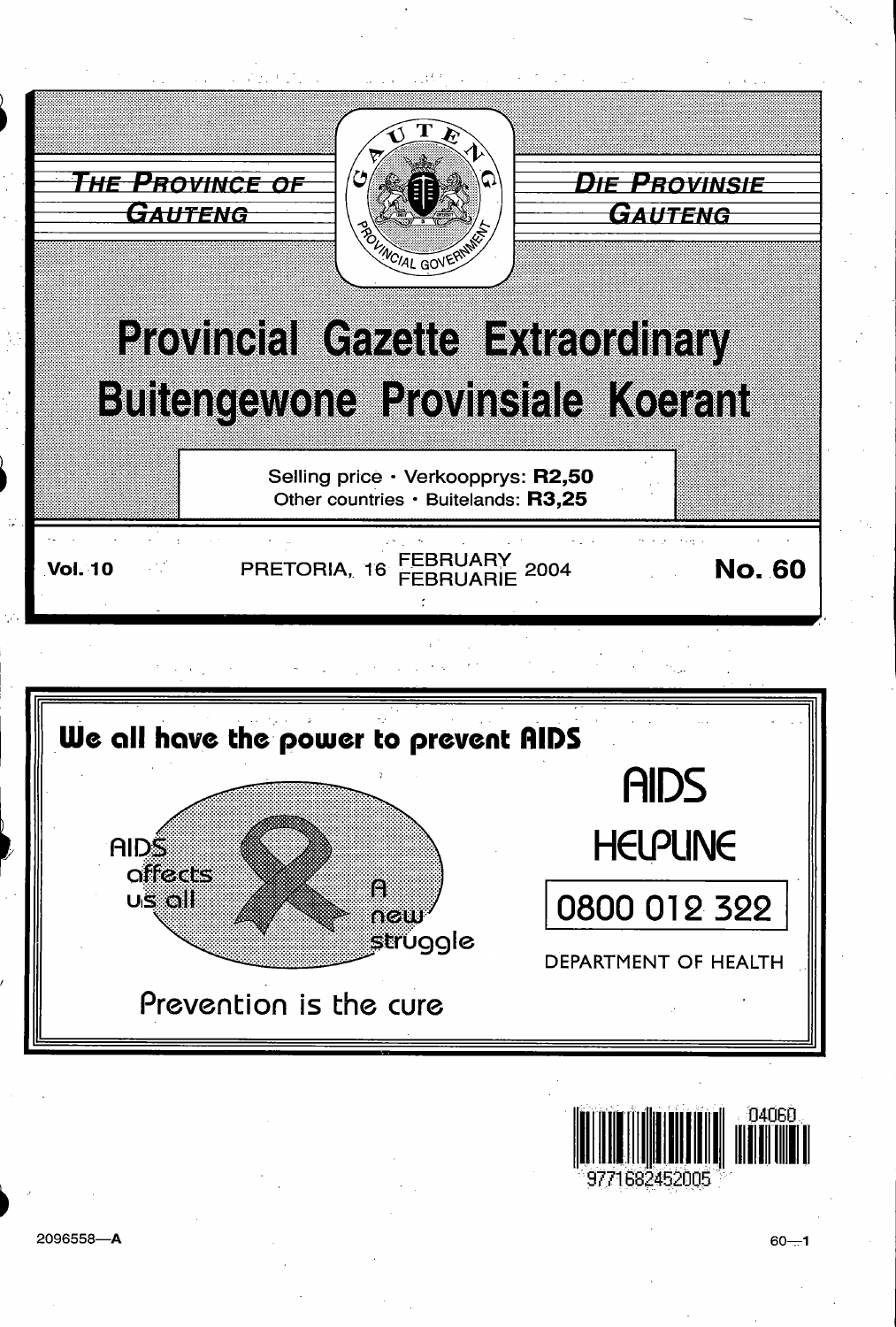THE PROVINCE OF GAUTENG

DIE PROVINSIE GAUTENG

# Provincial Gazette Extraordinary
# Buitengewone Provinsiale Koerant

Selling price · Verkoopprys: **R2,50**
Other countries · Buitelands: **R3,25**

**Vol. 10** PRETORIA, 16 FEBRUARY FEBRUARIE 2004 **No. 60**

**We all have the power to prevent AIDS**

AIDS affects us all

A new struggle

Prevention is the cure

AIDS HELPLINE

0800 012 322

DEPARTMENT OF HEALTH

2096558—A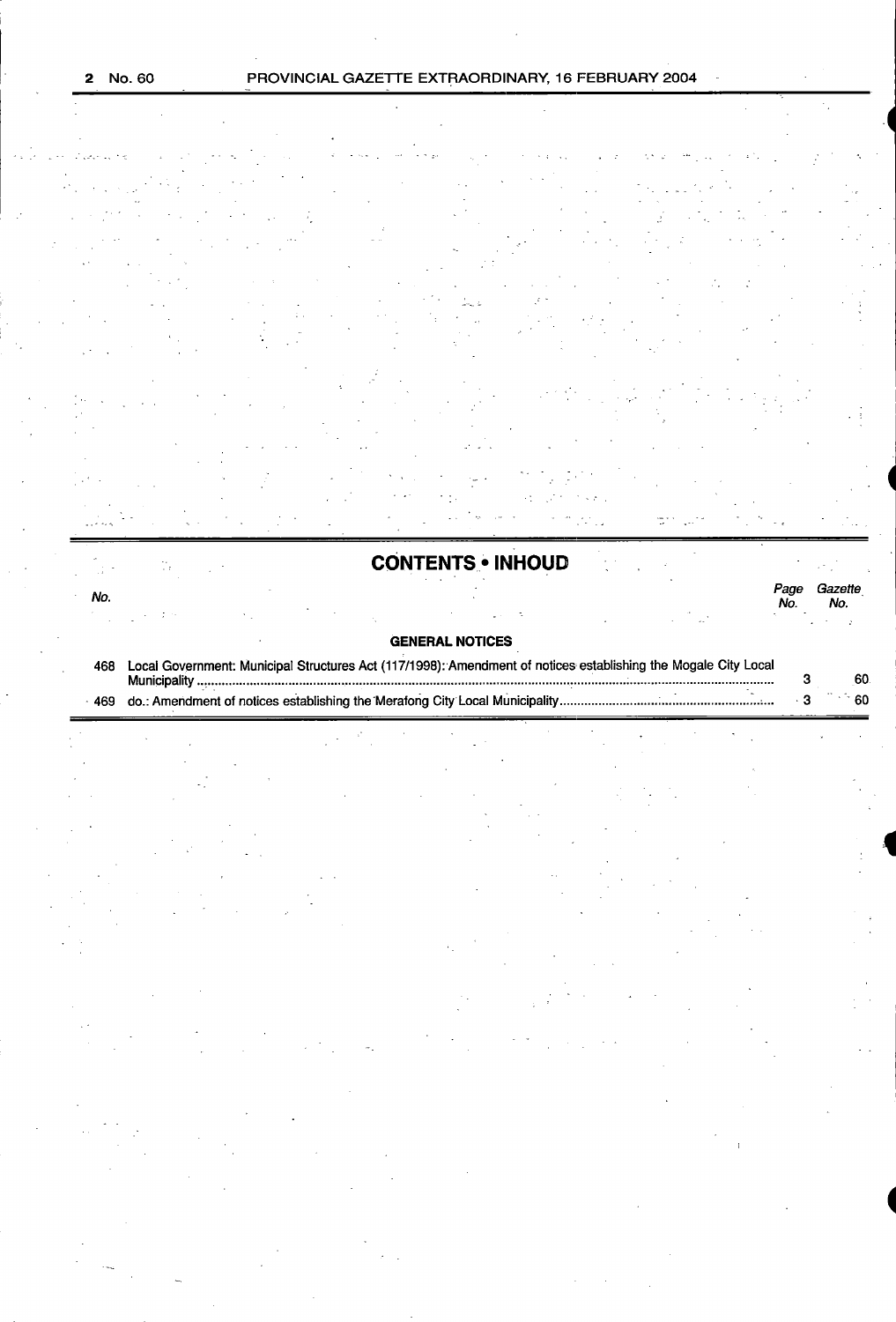## CONTENTS • INHOUD

| No. | | Page No. | Gazette No. |
|---|---|---|---|
| | **GENERAL NOTICES** | | |
| 468 | Local Government: Municipal Structures Act (117/1998): Amendment of notices establishing the Mogale City Local Municipality | 3 | 60 |
| 469 | do.: Amendment of notices establishing the Merafong City Local Municipality | 3 | 60 |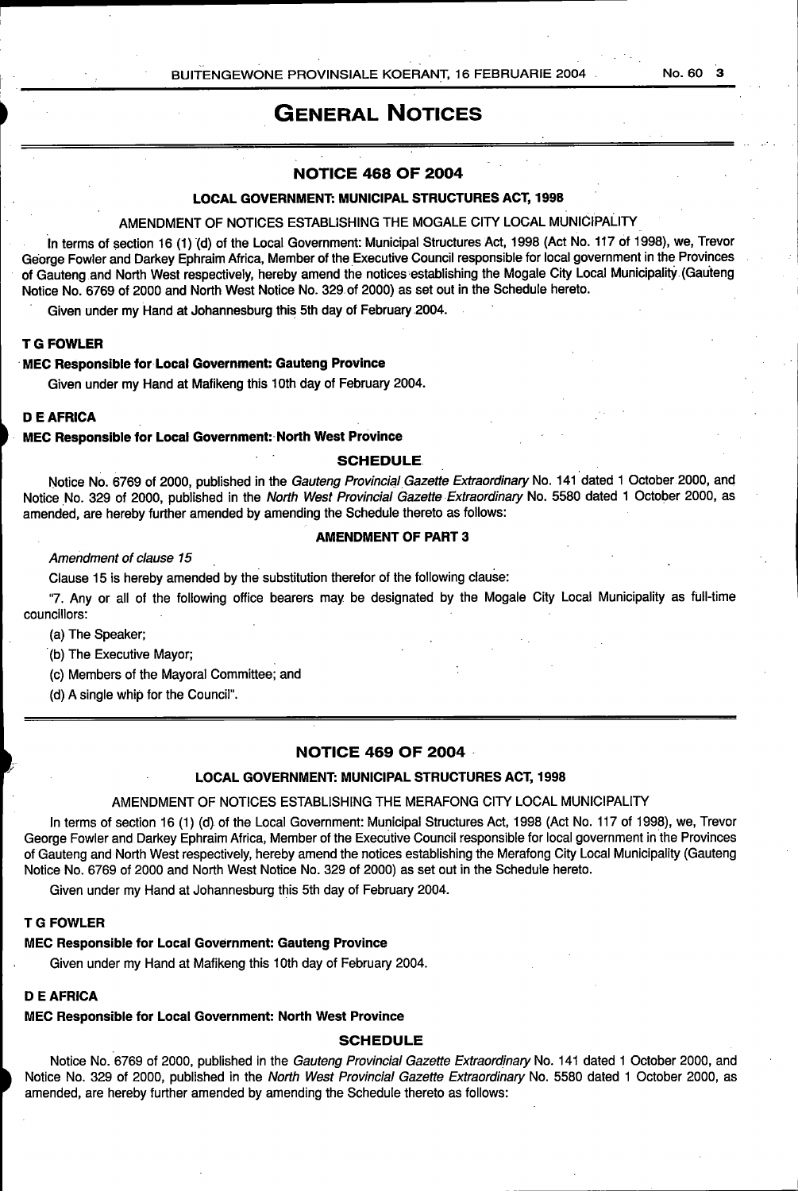# GENERAL NOTICES

## NOTICE 468 OF 2004

### LOCAL GOVERNMENT: MUNICIPAL STRUCTURES ACT, 1998

AMENDMENT OF NOTICES ESTABLISHING THE MOGALE CITY LOCAL MUNICIPALITY

In terms of section 16 (1) (d) of the Local Government: Municipal Structures Act, 1998 (Act No. 117 of 1998), we, Trevor George Fowler and Darkey Ephraim Africa, Member of the Executive Council responsible for local government in the Provinces of Gauteng and North West respectively, hereby amend the notices establishing the Mogale City Local Municipality (Gauteng Notice No. 6769 of 2000 and North West Notice No. 329 of 2000) as set out in the Schedule hereto.

Given under my Hand at Johannesburg this 5th day of February 2004.

**T G FOWLER**

**MEC Responsible for Local Government: Gauteng Province**

Given under my Hand at Mafikeng this 10th day of February 2004.

**D E AFRICA**

**MEC Responsible for Local Government: North West Province**

### SCHEDULE

Notice No. 6769 of 2000, published in the *Gauteng Provincial Gazette Extraordinary* No. 141 dated 1 October 2000, and Notice No. 329 of 2000, published in the *North West Provincial Gazette Extraordinary* No. 5580 dated 1 October 2000, as amended, are hereby further amended by amending the Schedule thereto as follows:

**AMENDMENT OF PART 3**

*Amendment of clause 15*

Clause 15 is hereby amended by the substitution therefor of the following clause:

"7. Any or all of the following office bearers may be designated by the Mogale City Local Municipality as full-time councillors:

(a) The Speaker;

(b) The Executive Mayor;

(c) Members of the Mayoral Committee; and

(d) A single whip for the Council".

## NOTICE 469 OF 2004

### LOCAL GOVERNMENT: MUNICIPAL STRUCTURES ACT, 1998

AMENDMENT OF NOTICES ESTABLISHING THE MERAFONG CITY LOCAL MUNICIPALITY

In terms of section 16 (1) (d) of the Local Government: Municipal Structures Act, 1998 (Act No. 117 of 1998), we, Trevor George Fowler and Darkey Ephraim Africa, Member of the Executive Council responsible for local government in the Provinces of Gauteng and North West respectively, hereby amend the notices establishing the Merafong City Local Municipality (Gauteng Notice No. 6769 of 2000 and North West Notice No. 329 of 2000) as set out in the Schedule hereto.

Given under my Hand at Johannesburg this 5th day of February 2004.

**T G FOWLER**

**MEC Responsible for Local Government: Gauteng Province**

Given under my Hand at Mafikeng this 10th day of February 2004.

**D E AFRICA**

**MEC Responsible for Local Government: North West Province**

### SCHEDULE

Notice No. 6769 of 2000, published in the *Gauteng Provincial Gazette Extraordinary* No. 141 dated 1 October 2000, and Notice No. 329 of 2000, published in the *North West Provincial Gazette Extraordinary* No. 5580 dated 1 October 2000, as amended, are hereby further amended by amending the Schedule thereto as follows: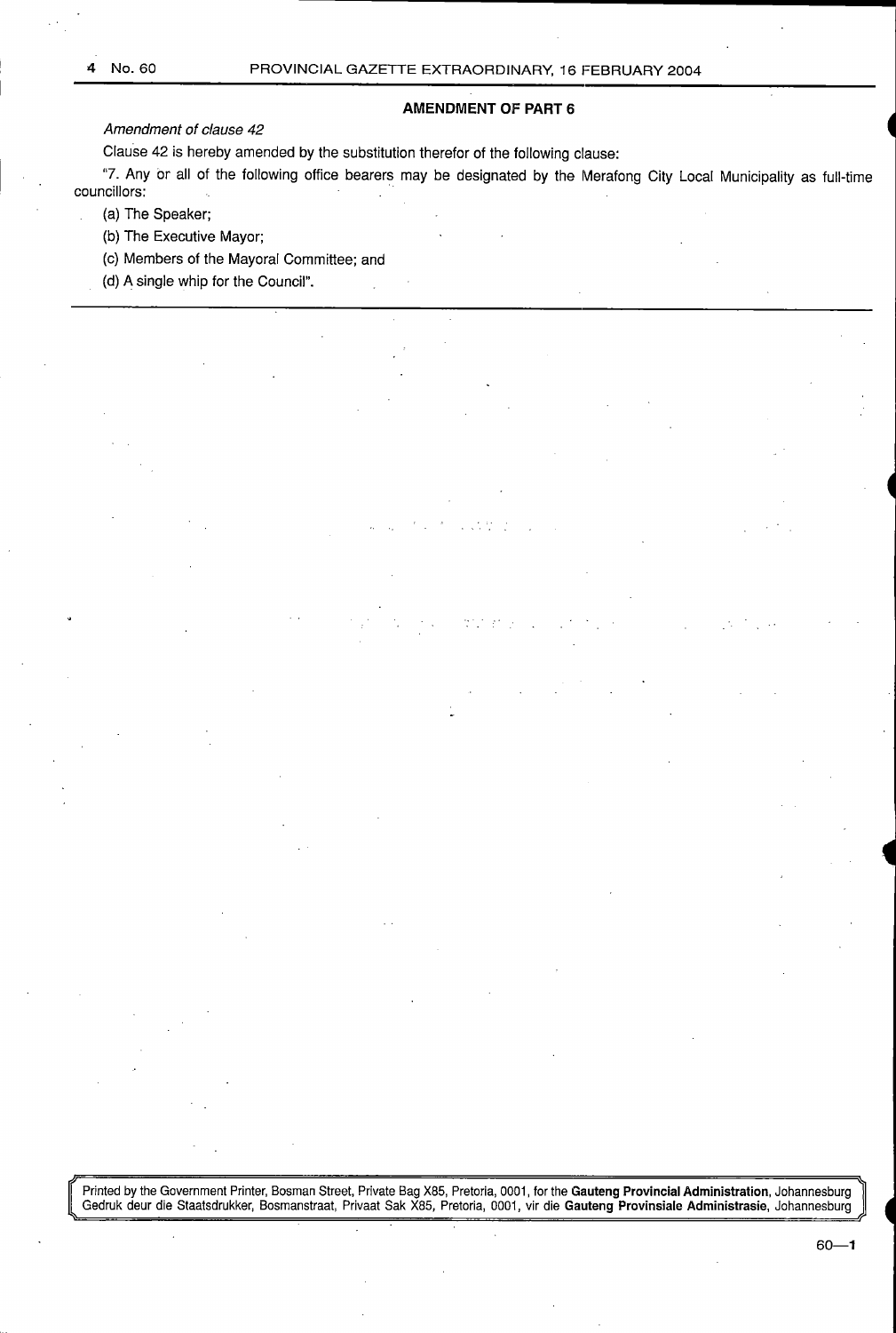## AMENDMENT OF PART 6

*Amendment of clause 42*

Clause 42 is hereby amended by the substitution therefor of the following clause:

"7. Any or all of the following office bearers may be designated by the Merafong City Local Municipality as full-time councillors:

(a) The Speaker;

(b) The Executive Mayor;

(c) Members of the Mayoral Committee; and

(d) A single whip for the Council".

Printed by the Government Printer, Bosman Street, Private Bag X85, Pretoria, 0001, for the **Gauteng Provincial Administration**, Johannesburg
Gedruk deur die Staatsdrukker, Bosmanstraat, Privaat Sak X85, Pretoria, 0001, vir die **Gauteng Provinsiale Administrasie**, Johannesburg